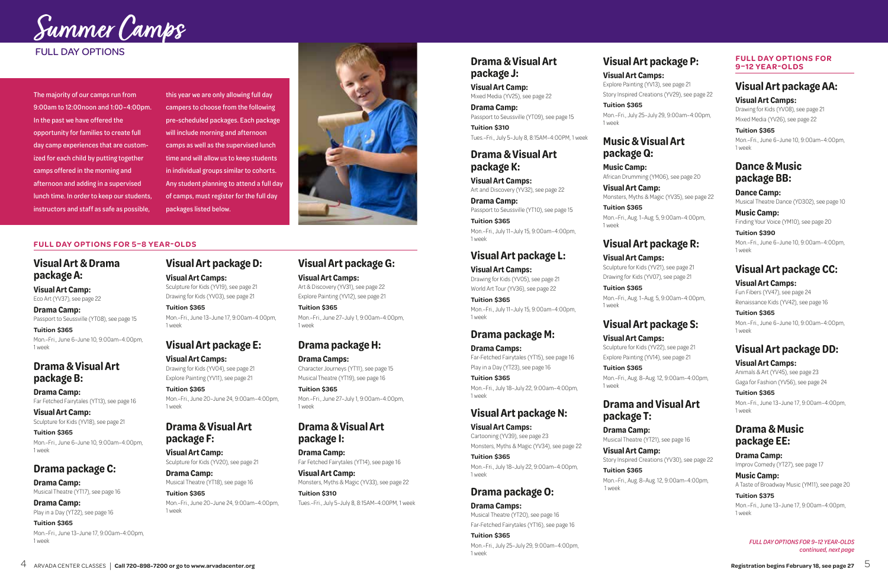# Summer Camps

## FULL DAY OPTIONS

The majority of our camps run from 9:00am to 12:00noon and 1:00–4:00pm. In the past we have offered the opportunity for families to create full day camp experiences that are customized for each child by putting together camps offered in the morning and afternoon and adding in a supervised lunch time. In order to keep our students, instructors and staff as safe as possible, this year we are only allowing full day campers to choose from the following pre-scheduled packages. Each package will include morning and afternoon camps as well as the supervised lunch time and will allow us to keep students in individual groups similar to cohorts. Any student planning to attend a full day of camps, must register for the full day packages listed below.

## FULL DAY OPTIONS FOR 5–8 YEAR-OLDS

### Visual Art & Drama package A:

**Visual Art Camp:**
Eco Art (YV37), see page 22

**Drama Camp:**
Passport to Seussville (YT08), see page 15

**Tuition $365**
Mon.–Fri., June 6–June 10, 9:00am–4:00pm, 1 week

### Drama & Visual Art package B:

**Drama Camp:**
Far Fetched Fairytales (YT13), see page 16

**Visual Art Camp:**
Sculpture for Kids (YV18), see page 21

**Tuition $365**
Mon.–Fri., June 6–June 10, 9:00am–4:00pm, 1 week

### Drama package C:

**Drama Camp:**
Musical Theatre (YT17), see page 16

**Drama Camp:**
Play in a Day (YT22), see page 16

**Tuition $365**
Mon.–Fri., June 13–June 17, 9:00am–4:00pm, 1 week

### Visual Art package D:

**Visual Art Camps:**
Sculpture for Kids (YV19), see page 21
Drawing for Kids (YV03), see page 21

**Tuition $365**
Mon.–Fri., June 13–June 17, 9:00am–4:00pm, 1 week

### Visual Art package E:

**Visual Art Camps:**
Drawing for Kids (YV04), see page 21
Explore Painting (YV11), see page 21

**Tuition $365**
Mon.–Fri., June 20–June 24, 9:00am–4:00pm, 1 week

### Drama & Visual Art package F:

**Visual Art Camp:**
Sculpture for Kids (YV20), see page 21

**Drama Camp:**
Musical Theatre (YT18), see page 16

**Tuition $365**
Mon.–Fri., June 20–June 24, 9:00am–4:00pm, 1 week

### Visual Art package G:

**Visual Art Camps:**
Art & Discovery (YV31), see page 22
Explore Painting (YV12), see page 21

**Tuition $365**
Mon.–Fri., June 27–July 1, 9:00am–4:00pm, 1 week

### Drama package H:

**Drama Camps:**
Character Journeys (YT11), see page 15
Musical Theatre (YT19), see page 16

**Tuition $365**
Mon.–Fri., June 27–July 1, 9:00am–4:00pm, 1 week

### Drama & Visual Art package I:

**Drama Camp:**
Far Fetched Fairytales (YT14), see page 16

**Visual Art Camp:**
Monsters, Myths & Magic (YV33), see page 22

**Tuition $310**
Tues.–Fri., July 5–July 8, 8:15AM–4:00PM, 1 week

### Drama & Visual Art package J:

**Visual Art Camp:**
Mixed Media (YV25), see page 22

**Drama Camp:**
Passport to Seussville (YT09), see page 15

**Tuition $310**
Tues.–Fri., July 5–July 8, 8:15AM–4:00PM, 1 week

### Drama & Visual Art package K:

**Visual Art Camps:**
Art and Discovery (YV32), see page 22

**Drama Camp:**
Passport to Seussville (YT10), see page 15

**Tuition $365**
Mon.–Fri., July 11–July 15, 9:00am–4:00pm, 1 week

### Visual Art package L:

**Visual Art Camps:**
Drawing for Kids (YV05), see page 21
World Art Tour (YV36), see page 22

**Tuition $365**
Mon.–Fri., July 11–July 15, 9:00am–4:00pm, 1 week

### Drama package M:

**Drama Camps:**
Far-Fetched Fairytales (YT15), see page 16
Play in a Day (YT23), see page 16

**Tuition $365**
Mon.–Fri., July 18–July 22, 9:00am–4:00pm, 1 week

### Visual Art package N:

**Visual Art Camps:**
Cartooning (YV39), see page 23
Monsters, Myths & Magic (YV34), see page 22

**Tuition $365**
Mon.–Fri., July 18–July 22, 9:00am–4:00pm, 1 week

### Drama package O:

**Drama Camps:**
Musical Theatre (YT20), see page 16
Far-Fetched Fairytales (YT16), see page 16

**Tuition $365**
Mon.–Fri., July 25–July 29, 9:00am–4:00pm, 1 week

### Visual Art package P:

**Visual Art Camps:**
Explore Painting (YV13), see page 21
Story Inspired Creations (YV29), see page 22

**Tuition $365**
Mon.–Fri., July 25–July 29, 9:00am–4:00pm, 1 week

### Music & Visual Art package Q:

**Music Camp:**
African Drumming (YM06), see page 20

**Visual Art Camp:**
Monsters, Myths & Magic (YV35), see page 22

**Tuition $365**
Mon.–Fri., Aug. 1–Aug. 5, 9:00am–4:00pm, 1 week

### Visual Art package R:

**Visual Art Camps:**
Sculpture for Kids (YV21), see page 21
Drawing for Kids (YV07), see page 21

**Tuition $365**
Mon.–Fri., Aug. 1–Aug. 5, 9:00am–4:00pm, 1 week

### Visual Art package S:

**Visual Art Camps:**
Sculpture for Kids (YV22), see page 21
Explore Painting (YV14), see page 21

**Tuition $365**
Mon.–Fri., Aug. 8–Aug. 12, 9:00am–4:00pm, 1 week

### Drama and Visual Art package T:

**Drama Camp:**
Musical Theatre (YT21), see page 16

**Visual Art Camp:**
Story Inspired Creations (YV30), see page 22

**Tuition $365**
Mon.–Fri., Aug. 8–Aug. 12, 9:00am–4:00pm, 1 week

## FULL DAY OPTIONS FOR 9–12 YEAR-OLDS

### Visual Art package AA:

**Visual Art Camps:**
Drawing for Kids (YV08), see page 21
Mixed Media (YV26), see page 22

**Tuition $365**
Mon.–Fri., June 6–June 10, 9:00am–4:00pm, 1 week

### Dance & Music package BB:

**Dance Camp:**
Musical Theatre Dance (YD302), see page 10

**Music Camp:**
Finding Your Voice (YM10), see page 20

**Tuition $390**
Mon.–Fri., June 6–June 10, 9:00am–4:00pm, 1 week

### Visual Art package CC:

**Visual Art Camps:**
Fun Fibers (YV47), see page 24
Renaissance Kids (YV42), see page 16

**Tuition $365**
Mon.–Fri., June 6–June 10, 9:00am–4:00pm, 1 week

### Visual Art package DD:

**Visual Art Camps:**
Animals & Art (YV45), see page 23
Gaga for Fashion (YV56), see page 24

**Tuition $365**
Mon.–Fri., June 13–June 17, 9:00am–4:00pm, 1 week

### Drama & Music package EE:

**Drama Camp:**
Improv Comedy (YT27), see page 17

**Music Camp:**
A Taste of Broadway Music (YM11), see page 20

**Tuition $375**
Mon.–Fri., June 13–June 17, 9:00am–4:00pm, 1 week

*FULL DAY OPTIONS FOR 9–12 YEAR-OLDS continued, next page*

**Call 720-898-7200 or go to www.arvadacenter.org**

**Registration begins February 18, see page 27**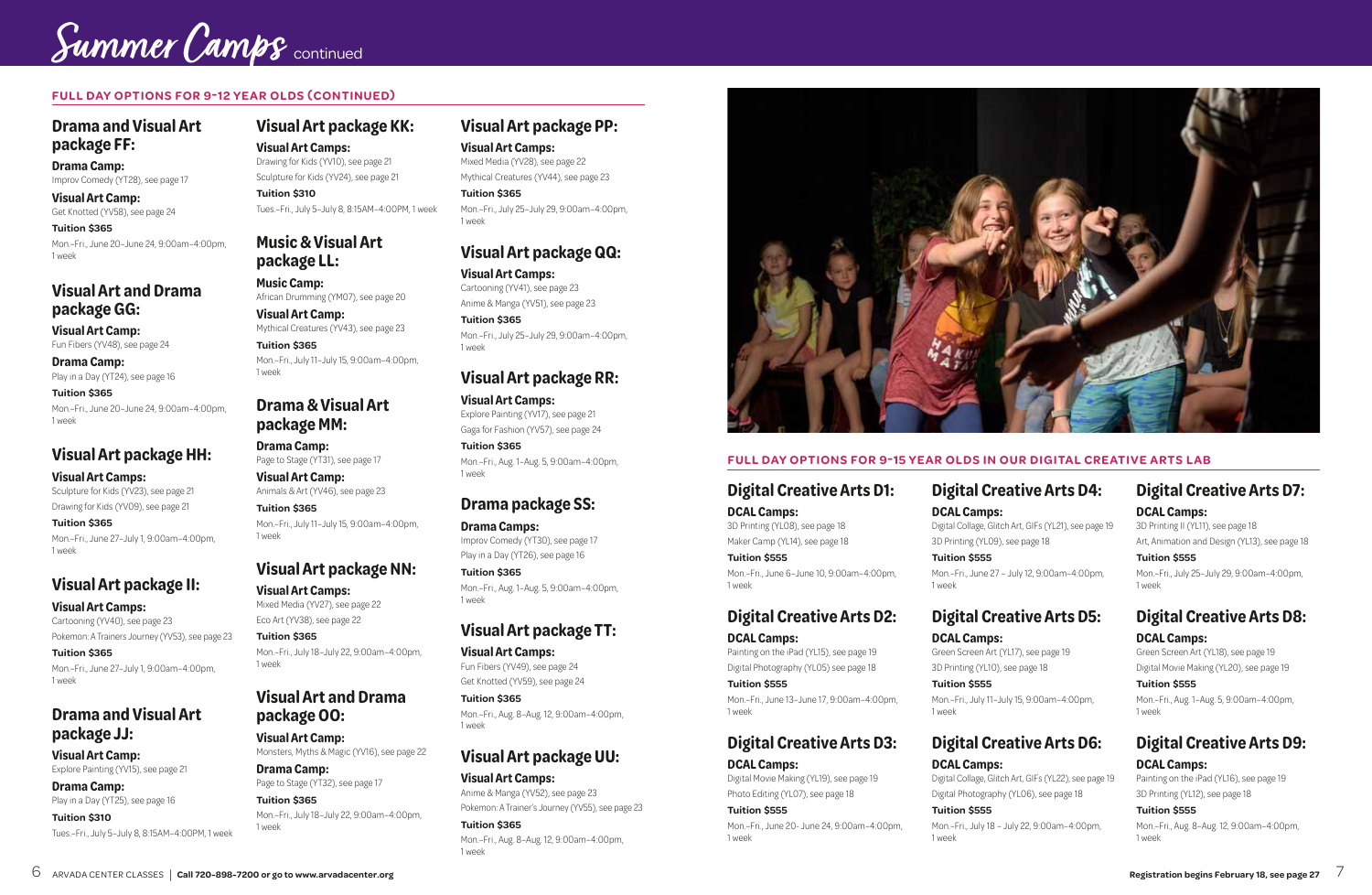# Summer Camps continued

## FULL DAY OPTIONS FOR 9-12 YEAR OLDS (CONTINUED)

### Drama and Visual Art package FF:

**Drama Camp:**
Improv Comedy (YT28), see page 17

**Visual Art Camp:**
Get Knotted (YV58), see page 24

**Tuition $365**

Mon.–Fri., June 20–June 24, 9:00am–4:00pm, 1 week

### Visual Art and Drama package GG:

**Visual Art Camp:**
Fun Fibers (YV48), see page 24

**Drama Camp:**
Play in a Day (YT24), see page 16

**Tuition $365**

Mon.–Fri., June 20–June 24, 9:00am–4:00pm, 1 week

### Visual Art package HH:

**Visual Art Camps:**
Sculpture for Kids (YV23), see page 21
Drawing for Kids (YV09), see page 21

**Tuition $365**

Mon.–Fri., June 27–July 1, 9:00am–4:00pm, 1 week

### Visual Art package II:

**Visual Art Camps:**
Cartooning (YV40), see page 23
Pokemon: A Trainers Journey (YV53), see page 23

**Tuition $365**

Mon.–Fri., June 27–July 1, 9:00am–4:00pm, 1 week

### Drama and Visual Art package JJ:

**Visual Art Camp:**
Explore Painting (YV15), see page 21

**Drama Camp:**
Play in a Day (YT25), see page 16

**Tuition $310**

Tues.–Fri., July 5–July 8, 8:15AM–4:00PM, 1 week

### Visual Art package KK:

**Visual Art Camps:**
Drawing for Kids (YV10), see page 21
Sculpture for Kids (YV24), see page 21

**Tuition $310**

Tues.–Fri., July 5–July 8, 8:15AM–4:00PM, 1 week

### Music & Visual Art package LL:

**Music Camp:**
African Drumming (YM07), see page 20

**Visual Art Camp:**
Mythical Creatures (YV43), see page 23

**Tuition $365**

Mon.–Fri., July 11–July 15, 9:00am–4:00pm, 1 week

### Drama & Visual Art package MM:

**Drama Camp:**
Page to Stage (YT31), see page 17

**Visual Art Camp:**
Animals & Art (YV46), see page 23

**Tuition $365**

Mon.–Fri., July 11–July 15, 9:00am–4:00pm, 1 week

### Visual Art package NN:

**Visual Art Camps:**
Mixed Media (YV27), see page 22
Eco Art (YV38), see page 22

**Tuition $365**

Mon.–Fri., July 18–July 22, 9:00am–4:00pm, 1 week

### Visual Art and Drama package OO:

**Visual Art Camp:**
Monsters, Myths & Magic (YV16), see page 22

**Drama Camp:**
Page to Stage (YT32), see page 17

**Tuition $365**

Mon.–Fri., July 18–July 22, 9:00am–4:00pm, 1 week

### Visual Art package PP:

**Visual Art Camps:**
Mixed Media (YV28), see page 22
Mythical Creatures (YV44), see page 23

**Tuition $365**

Mon.–Fri., July 25–July 29, 9:00am–4:00pm, 1 week

### Visual Art package QQ:

**Visual Art Camps:**
Cartooning (YV41), see page 23
Anime & Manga (YV51), see page 23

**Tuition $365**

Mon.–Fri., July 25–July 29, 9:00am–4:00pm, 1 week

### Visual Art package RR:

**Visual Art Camps:**
Explore Painting (YV17), see page 21
Gaga for Fashion (YV57), see page 24

**Tuition $365**

Mon.–Fri., Aug. 1–Aug. 5, 9:00am–4:00pm, 1 week

### Drama package SS:

**Drama Camps:**
Improv Comedy (YT30), see page 17
Play in a Day (YT26), see page 16

**Tuition $365**

Mon.–Fri., Aug. 1–Aug. 5, 9:00am–4:00pm, 1 week

### Visual Art package TT:

**Visual Art Camps:**
Fun Fibers (YV49), see page 24
Get Knotted (YV59), see page 24

**Tuition $365**

Mon.–Fri., Aug. 8–Aug. 12, 9:00am–4:00pm, 1 week

### Visual Art package UU:

**Visual Art Camps:**
Anime & Manga (YV52), see page 23
Pokemon: A Trainer's Journey (YV55), see page 23

**Tuition $365**

Mon.–Fri., Aug. 8–Aug. 12, 9:00am–4:00pm, 1 week

## FULL DAY OPTIONS FOR 9-15 YEAR OLDS IN OUR DIGITAL CREATIVE ARTS LAB

### Digital Creative Arts D1:

**DCAL Camps:**
3D Printing (YL08), see page 18
Maker Camp (YL14), see page 18

**Tuition $555**

Mon.–Fri., June 6–June 10, 9:00am–4:00pm, 1 week

### Digital Creative Arts D2:

**DCAL Camps:**
Painting on the iPad (YL15), see page 19
Digital Photography (YL05) see page 18

**Tuition $555**

Mon.–Fri., June 13–June 17, 9:00am–4:00pm, 1 week

### Digital Creative Arts D3:

**DCAL Camps:**
Digital Movie Making (YL19), see page 19
Photo Editing (YL07), see page 18

**Tuition $555**

Mon.–Fri., June 20- June 24, 9:00am–4:00pm, 1 week

### Digital Creative Arts D4:

**DCAL Camps:**
Digital Collage, Glitch Art, GIFs (YL21), see page 19
3D Printing (YL09), see page 18

**Tuition $555**

Mon.–Fri., June 27 – July 12, 9:00am–4:00pm, 1 week

### Digital Creative Arts D5:

**DCAL Camps:**
Green Screen Art (YL17), see page 19
3D Printing (YL10), see page 18

**Tuition $555**

Mon.–Fri., July 11–July 15, 9:00am–4:00pm, 1 week

### Digital Creative Arts D6:

**DCAL Camps:**
Digital Collage, Glitch Art, GIFs (YL22), see page 19
Digital Photography (YL06), see page 18

**Tuition $555**

Mon.–Fri., July 18 – July 22, 9:00am–4:00pm, 1 week

### Digital Creative Arts D7:

**DCAL Camps:**
3D Printing II (YL11), see page 18
Art, Animation and Design (YL13), see page 18

**Tuition $555**

Mon.–Fri., July 25–July 29, 9:00am–4:00pm, 1 week

### Digital Creative Arts D8:

**DCAL Camps:**
Green Screen Art (YL18), see page 19
Digital Movie Making (YL20), see page 19

**Tuition $555**

Mon.–Fri., Aug. 1–Aug. 5, 9:00am–4:00pm, 1 week

### Digital Creative Arts D9:

**DCAL Camps:**
Painting on the iPad (YL16), see page 19
3D Printing (YL12), see page 18

**Tuition $555**

Mon.–Fri., Aug. 8–Aug. 12, 9:00am–4:00pm, 1 week

ARVADA CENTER CLASSES | **Call 720-898-7200 or go to www.arvadacenter.org**

**Registration begins February 18, see page 27**